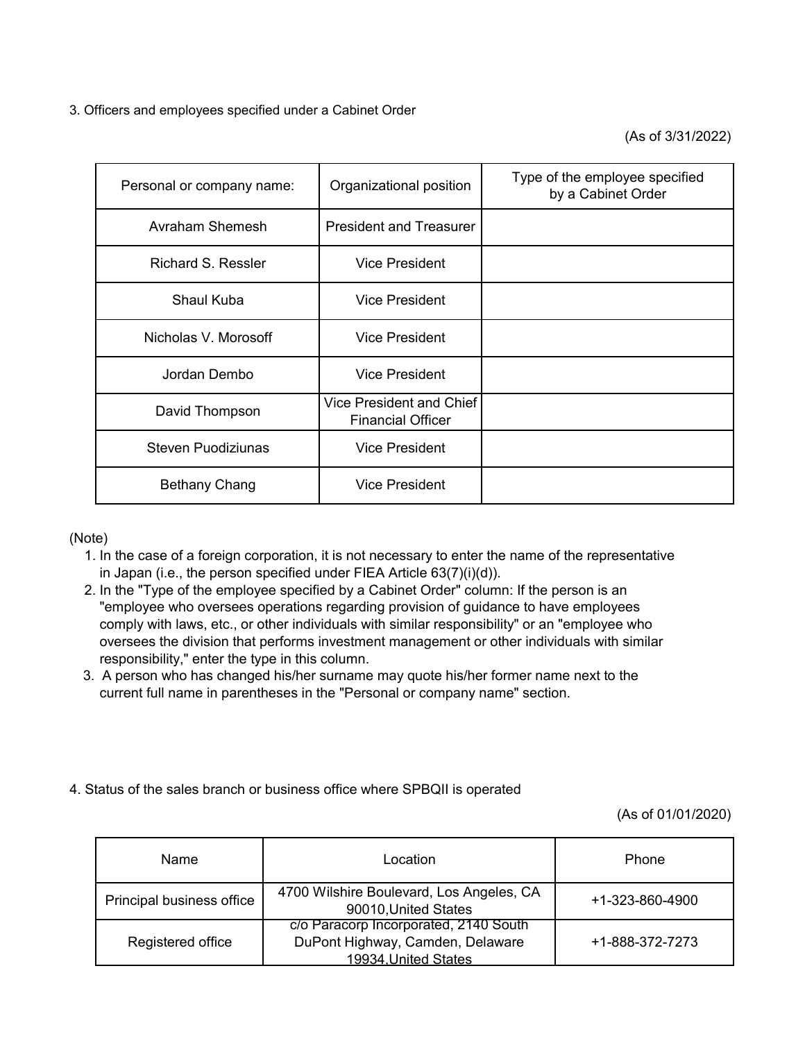3. Officers and employees specified under a Cabinet Order

(As of 3/31/2022)

| Personal or company name: | Organizational position | Type of the employee specified by a Cabinet Order |
|---|---|---|
| Avraham Shemesh | President and Treasurer | |
| Richard S. Ressler | Vice President | |
| Shaul Kuba | Vice President | |
| Nicholas V. Morosoff | Vice President | |
| Jordan Dembo | Vice President | |
| David Thompson | Vice President and Chief Financial Officer | |
| Steven Puodziunas | Vice President | |
| Bethany Chang | Vice President | |

(Note)

1. In the case of a foreign corporation, it is not necessary to enter the name of the representative in Japan (i.e., the person specified under FIEA Article 63(7)(i)(d)).
2. In the "Type of the employee specified by a Cabinet Order" column: If the person is an "employee who oversees operations regarding provision of guidance to have employees comply with laws, etc., or other individuals with similar responsibility" or an "employee who oversees the division that performs investment management or other individuals with similar responsibility," enter the type in this column.
3. A person who has changed his/her surname may quote his/her former name next to the current full name in parentheses in the "Personal or company name" section.

4. Status of the sales branch or business office where SPBQII is operated

(As of 01/01/2020)

| Name | Location | Phone |
|---|---|---|
| Principal business office | 4700 Wilshire Boulevard, Los Angeles, CA 90010,United States | +1-323-860-4900 |
| Registered office | c/o Paracorp Incorporated, 2140 South DuPont Highway, Camden, Delaware 19934,United States | +1-888-372-7273 |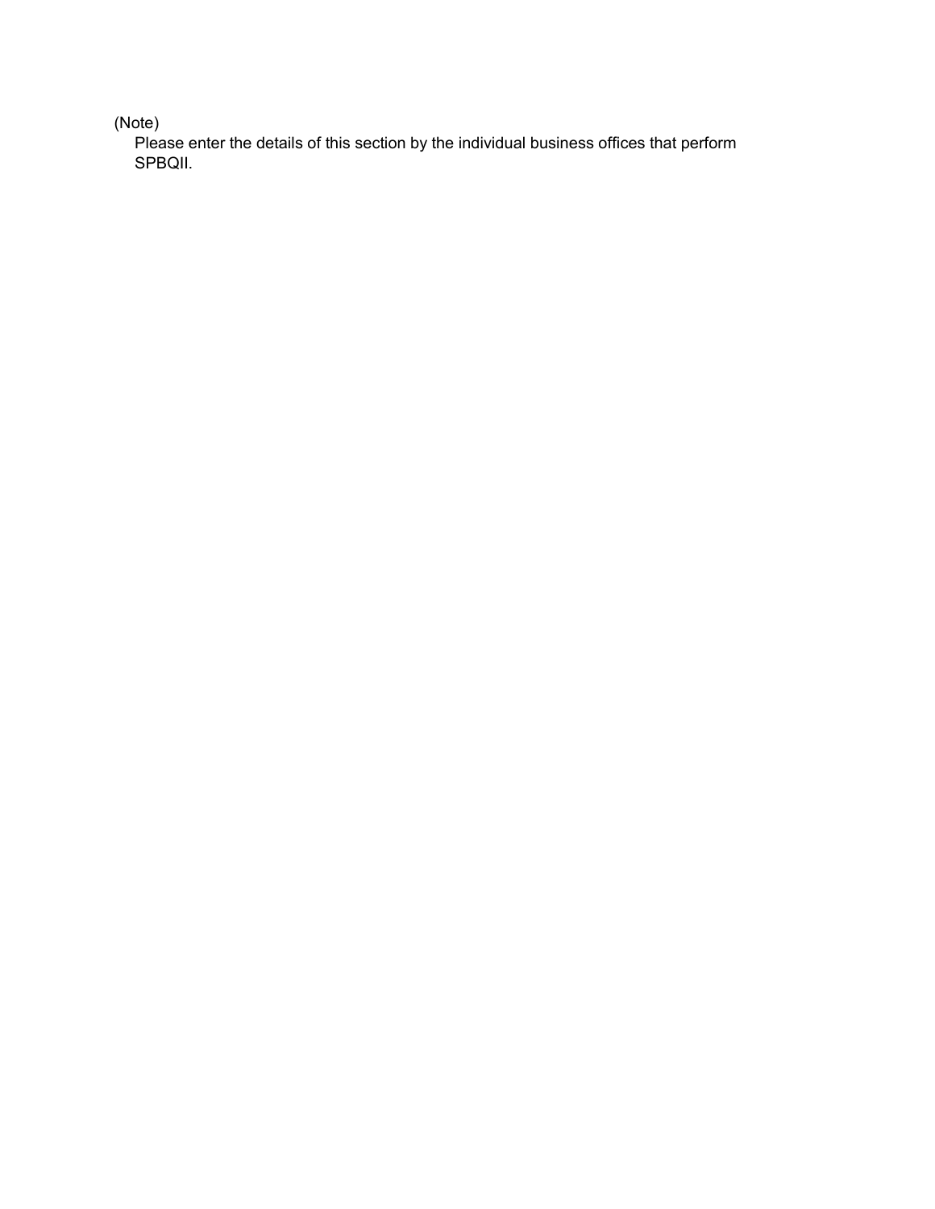(Note)

Please enter the details of this section by the individual business offices that perform SPBQII.